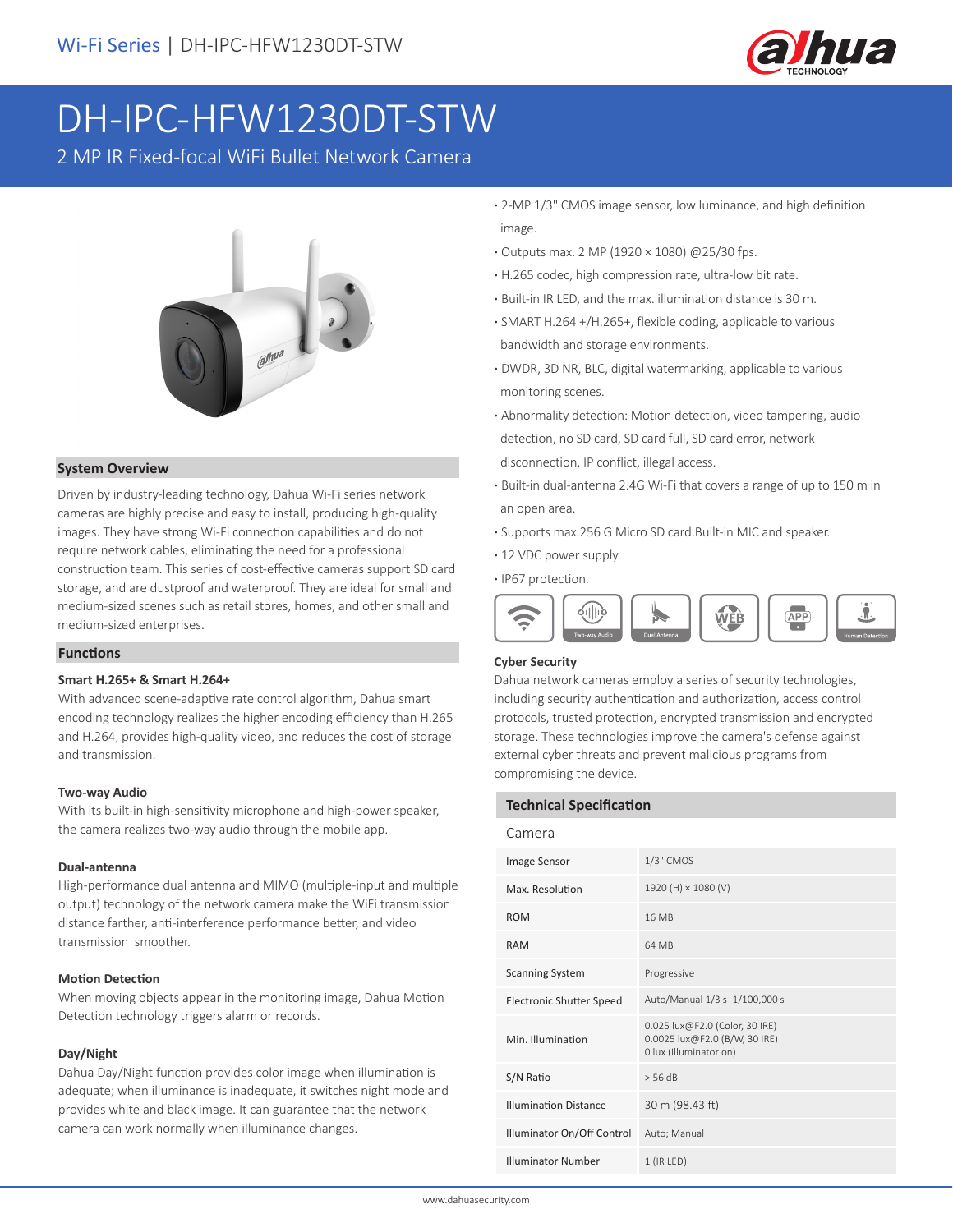# DH-IPC-HFW1230DT-STW

2 MP IR Fixed-focal WiFi Bullet Network Camera

## System Overview

Driven by industry-leading technology, Dahua Wi-Fi series network cameras are highly precise and easy to install, producing high-quality images. They have strong Wi-Fi connection capabilities and do not require network cables, eliminating the need for a professional construction team. This series of cost-effective cameras support SD card storage, and are dustproof and waterproof. They are ideal for small and medium-sized scenes such as retail stores, homes, and other small and medium-sized enterprises.

## Functions

### Smart H.265+ & Smart H.264+

With advanced scene-adaptive rate control algorithm, Dahua smart encoding technology realizes the higher encoding efficiency than H.265 and H.264, provides high-quality video, and reduces the cost of storage and transmission.

### Two-way Audio

With its built-in high-sensitivity microphone and high-power speaker, the camera realizes two-way audio through the mobile app.

### Dual-antenna

High-performance dual antenna and MIMO (multiple-input and multiple output) technology of the network camera make the WiFi transmission distance farther, anti-interference performance better, and video transmission smoother.

### Motion Detection

When moving objects appear in the monitoring image, Dahua Motion Detection technology triggers alarm or records.

### Day/Night

Dahua Day/Night function provides color image when illumination is adequate; when illuminance is inadequate, it switches night mode and provides white and black image. It can guarantee that the network camera can work normally when illuminance changes.

- 2-MP 1/3" CMOS image sensor, low luminance, and high definition image.
- Outputs max. 2 MP (1920 × 1080) @25/30 fps.
- H.265 codec, high compression rate, ultra-low bit rate.
- Built-in IR LED, and the max. illumination distance is 30 m.
- SMART H.264 +/H.265+, flexible coding, applicable to various bandwidth and storage environments.
- DWDR, 3D NR, BLC, digital watermarking, applicable to various monitoring scenes.
- Abnormality detection: Motion detection, video tampering, audio detection, no SD card, SD card full, SD card error, network disconnection, IP conflict, illegal access.
- Built-in dual-antenna 2.4G Wi-Fi that covers a range of up to 150 m in an open area.
- Supports max.256 G Micro SD card.Built-in MIC and speaker.
- 12 VDC power supply.
- IP67 protection.

Two-way Audio | Dual Antenna | WEB | APP | Human Detection

### Cyber Security

Dahua network cameras employ a series of security technologies, including security authentication and authorization, access control protocols, trusted protection, encrypted transmission and encrypted storage. These technologies improve the camera's defense against external cyber threats and prevent malicious programs from compromising the device.

## Technical Specification

| Camera | |
|---|---|
| Image Sensor | 1/3" CMOS |
| Max. Resolution | 1920 (H) × 1080 (V) |
| ROM | 16 MB |
| RAM | 64 MB |
| Scanning System | Progressive |
| Electronic Shutter Speed | Auto/Manual 1/3 s–1/100,000 s |
| Min. Illumination | 0.025 lux@F2.0 (Color, 30 IRE)<br>0.0025 lux@F2.0 (B/W, 30 IRE)<br>0 lux (Illuminator on) |
| S/N Ratio | > 56 dB |
| Illumination Distance | 30 m (98.43 ft) |
| Illuminator On/Off Control | Auto; Manual |
| Illuminator Number | 1 (IR LED) |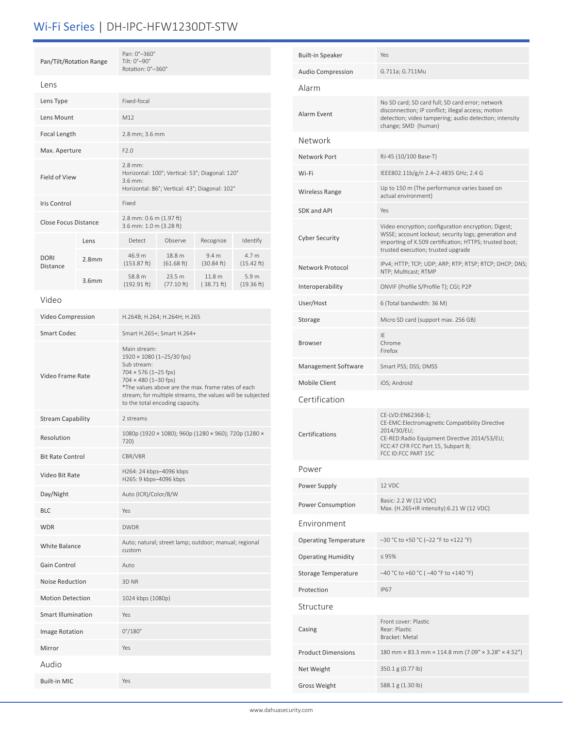# Wi-Fi Series | DH-IPC-HFW1230DT-STW

| | |
|---|---|
| Pan/Tilt/Rotation Range | Pan: 0°–360°<br>Tilt: 0°–90°<br>Rotation: 0°–360° |

## Lens

| | |
|---|---|
| Lens Type | Fixed-focal |
| Lens Mount | M12 |
| Focal Length | 2.8 mm; 3.6 mm |
| Max. Aperture | F2.0 |
| Field of View | 2.8 mm:<br>Horizontal: 100°; Vertical: 53°; Diagonal: 120°<br>3.6 mm:<br>Horizontal: 86°; Vertical: 43°; Diagonal: 102° |
| Iris Control | Fixed |
| Close Focus Distance | 2.8 mm: 0.6 m (1.97 ft)<br>3.6 mm: 1.0 m (3.28 ft) |

| DORI Distance | Lens | Detect | Observe | Recognize | Identify |
|---|---|---|---|---|---|
| | 2.8mm | 46.9 m (153.87 ft) | 18.8 m (61.68 ft) | 9.4 m (30.84 ft) | 4.7 m (15.42 ft) |
| | 3.6mm | 58.8 m (192.91 ft) | 23.5 m (77.10 ft) | 11.8 m ( 38.71 ft) | 5.9 m (19.36 ft) |

## Video

| | |
|---|---|
| Video Compression | H.264B; H.264; H.264H; H.265 |
| Smart Codec | Smart H.265+; Smart H.264+ |
| Video Frame Rate | Main stream:<br>1920 × 1080 (1–25/30 fps)<br>Sub stream:<br>704 × 576 (1–25 fps)<br>704 × 480 (1–30 fps)<br>*The values above are the max. frame rates of each stream; for multiple streams, the values will be subjected to the total encoding capacity. |
| Stream Capability | 2 streams |
| Resolution | 1080p (1920 × 1080); 960p (1280 × 960); 720p (1280 × 720) |
| Bit Rate Control | CBR/VBR |
| Video Bit Rate | H264: 24 kbps–4096 kbps<br>H265: 9 kbps–4096 kbps |
| Day/Night | Auto (ICR)/Color/B/W |
| BLC | Yes |
| WDR | DWDR |
| White Balance | Auto; natural; street lamp; outdoor; manual; regional custom |
| Gain Control | Auto |
| Noise Reduction | 3D NR |
| Motion Detection | 1024 kbps (1080p) |
| Smart Illumination | Yes |
| Image Rotation | 0°/180° |
| Mirror | Yes |

## Audio

| | |
|---|---|
| Built-in MIC | Yes |
| Built-in Speaker | Yes |
| Audio Compression | G.711a; G.711Mu |

## Alarm

| | |
|---|---|
| Alarm Event | No SD card; SD card full; SD card error; network disconnection; IP conflict; illegal access; motion detection; video tampering; audio detection; intensity change; SMD (human) |

## Network

| | |
|---|---|
| Network Port | RJ-45 (10/100 Base-T) |
| Wi-Fi | IEEE802.11b/g/n 2.4–2.4835 GHz; 2.4 G |
| Wireless Range | Up to 150 m (The performance varies based on actual environment) |
| SDK and API | Yes |
| Cyber Security | Video encryption; configuration encryption; Digest; WSSE; account lockout; security logs; generation and importing of X.509 certification; HTTPS; trusted boot; trusted execution; trusted upgrade |
| Network Protocol | IPv4; HTTP; TCP; UDP; ARP; RTP; RTSP; RTCP; DHCP; DNS; NTP; Multicast; RTMP |
| Interoperability | ONVIF (Profile S/Profile T); CGI; P2P |
| User/Host | 6 (Total bandwidth: 36 M) |
| Storage | Micro SD card (support max. 256 GB) |
| Browser | IE<br>Chrome<br>Firefox |
| Management Software | Smart PSS; DSS; DMSS |
| Mobile Client | iOS; Android |

## Certification

| | |
|---|---|
| Certifications | CE-LVD:EN62368-1;<br>CE-EMC:Electromagnetic Compatibility Directive 2014/30/EU;<br>CE-RED:Radio Equipment Directive 2014/53/EU;<br>FCC:47 CFR FCC Part 15, Subpart B;<br>FCC ID:FCC PART 15C |

## Power

| | |
|---|---|
| Power Supply | 12 VDC |
| Power Consumption | Basic: 2.2 W (12 VDC)<br>Max. (H.265+IR intensity):6.21 W (12 VDC) |

## Environment

| | |
|---|---|
| Operating Temperature | –30 °C to +50 °C (–22 °F to +122 °F) |
| Operating Humidity | ≤ 95% |
| Storage Temperature | –40 °C to +60 °C ( –40 °F to +140 °F) |
| Protection | IP67 |

## Structure

| | |
|---|---|
| Casing | Front cover: Plastic<br>Rear: Plastic<br>Bracket: Metal |
| Product Dimensions | 180 mm × 83.3 mm × 114.8 mm (7.09" × 3.28" × 4.52") |
| Net Weight | 350.1 g (0.77 lb) |
| Gross Weight | 588.1 g (1.30 lb) |

www.dahuasecurity.com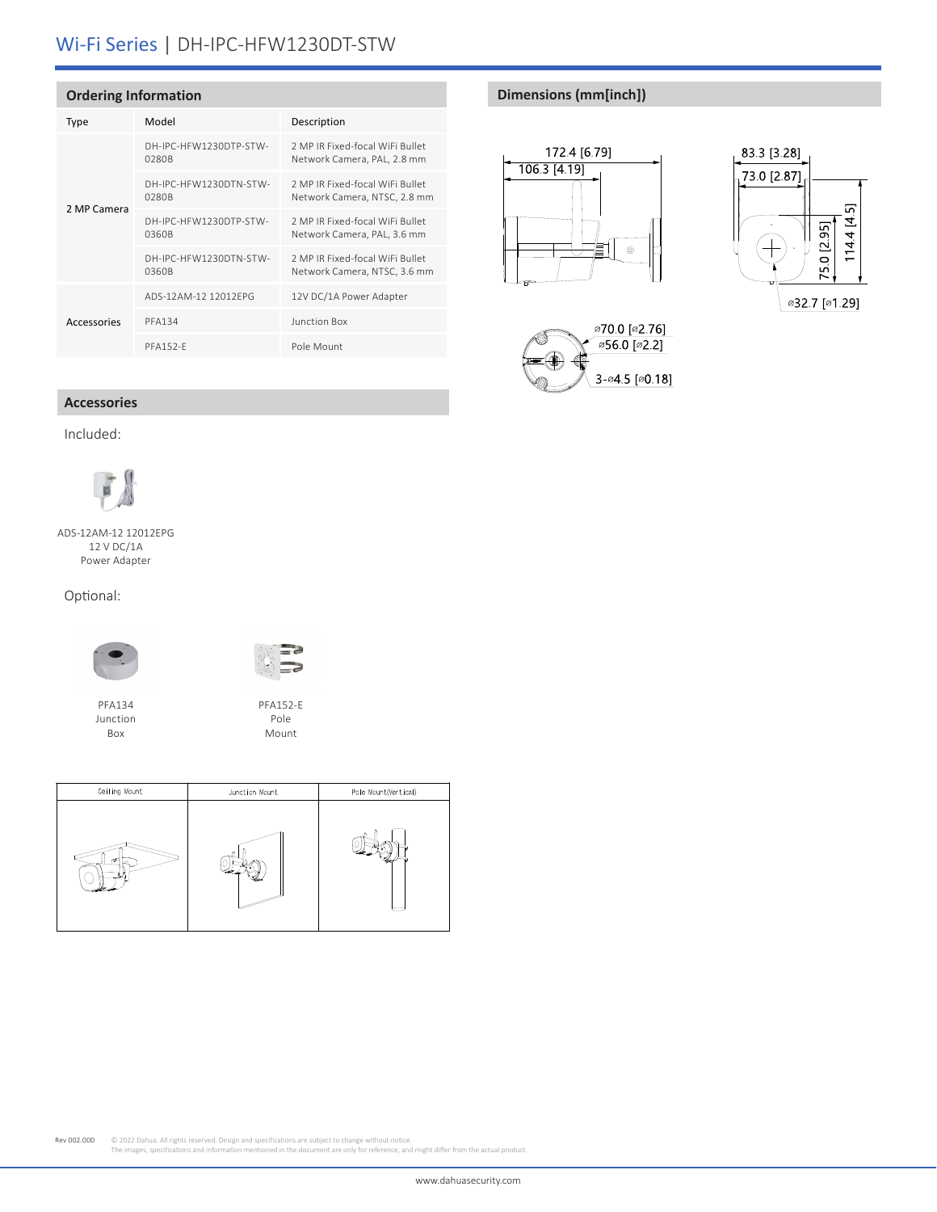# Wi-Fi Series | DH-IPC-HFW1230DT-STW

## Ordering Information

| Type | Model | Description |
|---|---|---|
| 2 MP Camera | DH-IPC-HFW1230DTP-STW-0280B | 2 MP IR Fixed-focal WiFi Bullet Network Camera, PAL, 2.8 mm |
| | DH-IPC-HFW1230DTN-STW-0280B | 2 MP IR Fixed-focal WiFi Bullet Network Camera, NTSC, 2.8 mm |
| | DH-IPC-HFW1230DTP-STW-0360B | 2 MP IR Fixed-focal WiFi Bullet Network Camera, PAL, 3.6 mm |
| | DH-IPC-HFW1230DTN-STW-0360B | 2 MP IR Fixed-focal WiFi Bullet Network Camera, NTSC, 3.6 mm |
| Accessories | ADS-12AM-12 12012EPG | 12V DC/1A Power Adapter |
| | PFA134 | Junction Box |
| | PFA152-E | Pole Mount |

## Dimensions (mm[inch])

172.4 [6.79]
106.3 [4.19]
83.3 [3.28]
73.0 [2.87]
114.4 [4.5]
75.0 [2.95]
⌀32.7 [⌀1.29]
⌀70.0 [⌀2.76]
⌀56.0 [⌀2.2]
3-⌀4.5 [⌀0.18]

## Accessories

Included:

ADS-12AM-12 12012EPG
12 V DC/1A
Power Adapter

Optional:

PFA134
Junction
Box

PFA152-E
Pole
Mount

| Ceiling Mount | Junction Mount | Pole Mount(Vertical) |
|---|---|---|
| | | |

Rev 002.000

© 2022 Dahua. All rights reserved. Design and specifications are subject to change without notice.
The images, specifications and information mentioned in the document are only for reference, and might differ from the actual product.

www.dahuasecurity.com